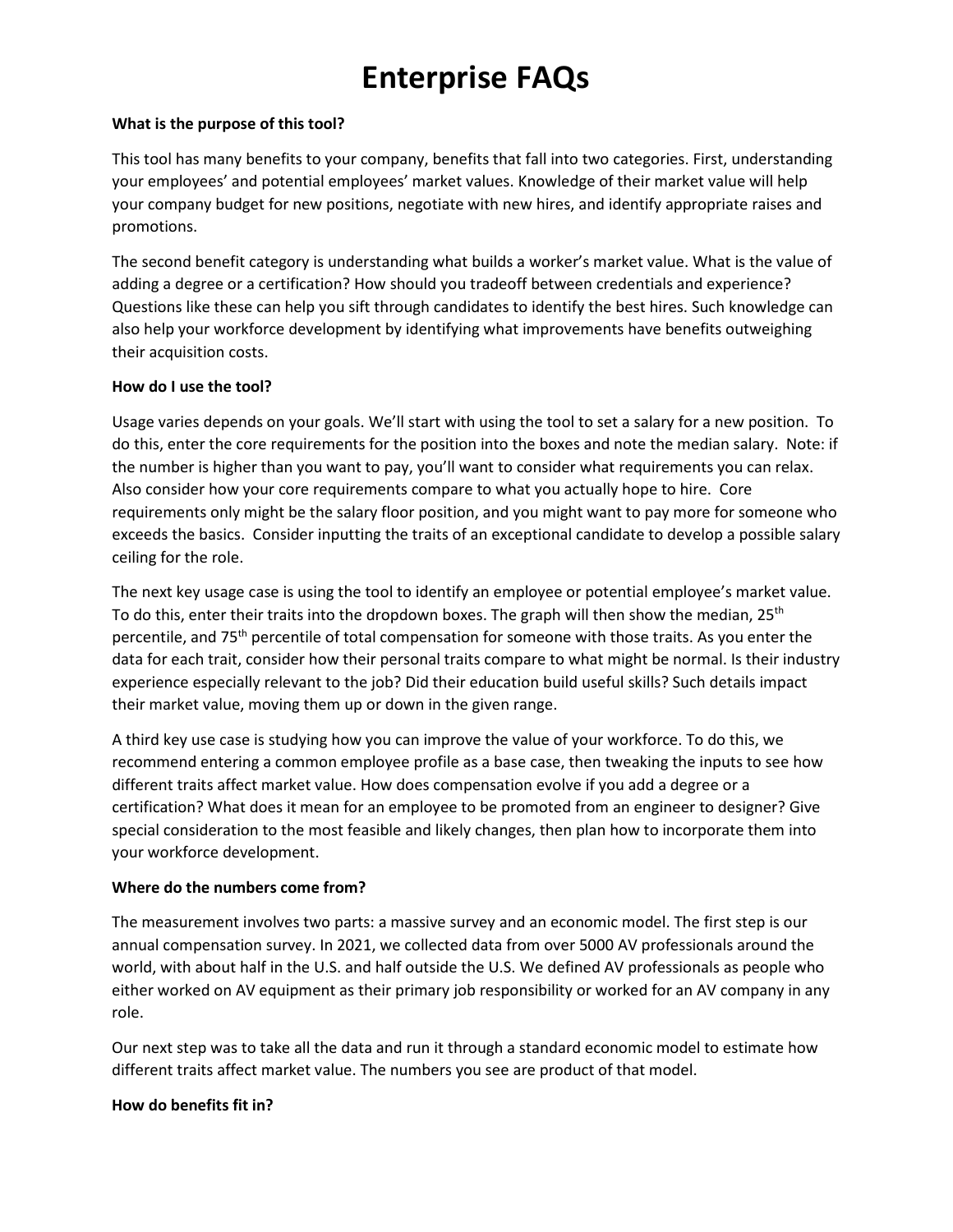# Enterprise FAQs

**What is the purpose of this tool?**

This tool has many benefits to your company, benefits that fall into two categories. First, understanding your employees' and potential employees' market values. Knowledge of their market value will help your company budget for new positions, negotiate with new hires, and identify appropriate raises and promotions.

The second benefit category is understanding what builds a worker's market value. What is the value of adding a degree or a certification? How should you tradeoff between credentials and experience? Questions like these can help you sift through candidates to identify the best hires. Such knowledge can also help your workforce development by identifying what improvements have benefits outweighing their acquisition costs.

**How do I use the tool?**

Usage varies depends on your goals. We'll start with using the tool to set a salary for a new position. To do this, enter the core requirements for the position into the boxes and note the median salary. Note: if the number is higher than you want to pay, you'll want to consider what requirements you can relax. Also consider how your core requirements compare to what you actually hope to hire. Core requirements only might be the salary floor position, and you might want to pay more for someone who exceeds the basics. Consider inputting the traits of an exceptional candidate to develop a possible salary ceiling for the role.

The next key usage case is using the tool to identify an employee or potential employee's market value. To do this, enter their traits into the dropdown boxes. The graph will then show the median, 25th percentile, and 75th percentile of total compensation for someone with those traits. As you enter the data for each trait, consider how their personal traits compare to what might be normal. Is their industry experience especially relevant to the job? Did their education build useful skills? Such details impact their market value, moving them up or down in the given range.

A third key use case is studying how you can improve the value of your workforce. To do this, we recommend entering a common employee profile as a base case, then tweaking the inputs to see how different traits affect market value. How does compensation evolve if you add a degree or a certification? What does it mean for an employee to be promoted from an engineer to designer? Give special consideration to the most feasible and likely changes, then plan how to incorporate them into your workforce development.

**Where do the numbers come from?**

The measurement involves two parts: a massive survey and an economic model. The first step is our annual compensation survey. In 2021, we collected data from over 5000 AV professionals around the world, with about half in the U.S. and half outside the U.S. We defined AV professionals as people who either worked on AV equipment as their primary job responsibility or worked for an AV company in any role.

Our next step was to take all the data and run it through a standard economic model to estimate how different traits affect market value. The numbers you see are product of that model.

**How do benefits fit in?**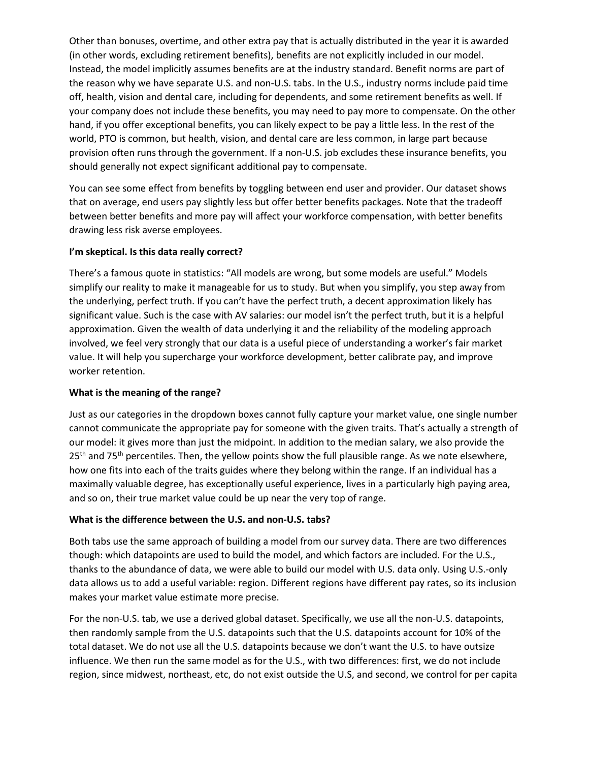Other than bonuses, overtime, and other extra pay that is actually distributed in the year it is awarded (in other words, excluding retirement benefits), benefits are not explicitly included in our model. Instead, the model implicitly assumes benefits are at the industry standard. Benefit norms are part of the reason why we have separate U.S. and non-U.S. tabs. In the U.S., industry norms include paid time off, health, vision and dental care, including for dependents, and some retirement benefits as well. If your company does not include these benefits, you may need to pay more to compensate. On the other hand, if you offer exceptional benefits, you can likely expect to be pay a little less. In the rest of the world, PTO is common, but health, vision, and dental care are less common, in large part because provision often runs through the government. If a non-U.S. job excludes these insurance benefits, you should generally not expect significant additional pay to compensate.

You can see some effect from benefits by toggling between end user and provider. Our dataset shows that on average, end users pay slightly less but offer better benefits packages. Note that the tradeoff between better benefits and more pay will affect your workforce compensation, with better benefits drawing less risk averse employees.

**I'm skeptical. Is this data really correct?**

There's a famous quote in statistics: "All models are wrong, but some models are useful." Models simplify our reality to make it manageable for us to study. But when you simplify, you step away from the underlying, perfect truth. If you can't have the perfect truth, a decent approximation likely has significant value. Such is the case with AV salaries: our model isn't the perfect truth, but it is a helpful approximation. Given the wealth of data underlying it and the reliability of the modeling approach involved, we feel very strongly that our data is a useful piece of understanding a worker's fair market value. It will help you supercharge your workforce development, better calibrate pay, and improve worker retention.

**What is the meaning of the range?**

Just as our categories in the dropdown boxes cannot fully capture your market value, one single number cannot communicate the appropriate pay for someone with the given traits. That's actually a strength of our model: it gives more than just the midpoint. In addition to the median salary, we also provide the 25th and 75th percentiles. Then, the yellow points show the full plausible range. As we note elsewhere, how one fits into each of the traits guides where they belong within the range. If an individual has a maximally valuable degree, has exceptionally useful experience, lives in a particularly high paying area, and so on, their true market value could be up near the very top of range.

**What is the difference between the U.S. and non-U.S. tabs?**

Both tabs use the same approach of building a model from our survey data. There are two differences though: which datapoints are used to build the model, and which factors are included. For the U.S., thanks to the abundance of data, we were able to build our model with U.S. data only. Using U.S.-only data allows us to add a useful variable: region. Different regions have different pay rates, so its inclusion makes your market value estimate more precise.

For the non-U.S. tab, we use a derived global dataset. Specifically, we use all the non-U.S. datapoints, then randomly sample from the U.S. datapoints such that the U.S. datapoints account for 10% of the total dataset. We do not use all the U.S. datapoints because we don't want the U.S. to have outsize influence. We then run the same model as for the U.S., with two differences: first, we do not include region, since midwest, northeast, etc, do not exist outside the U.S, and second, we control for per capita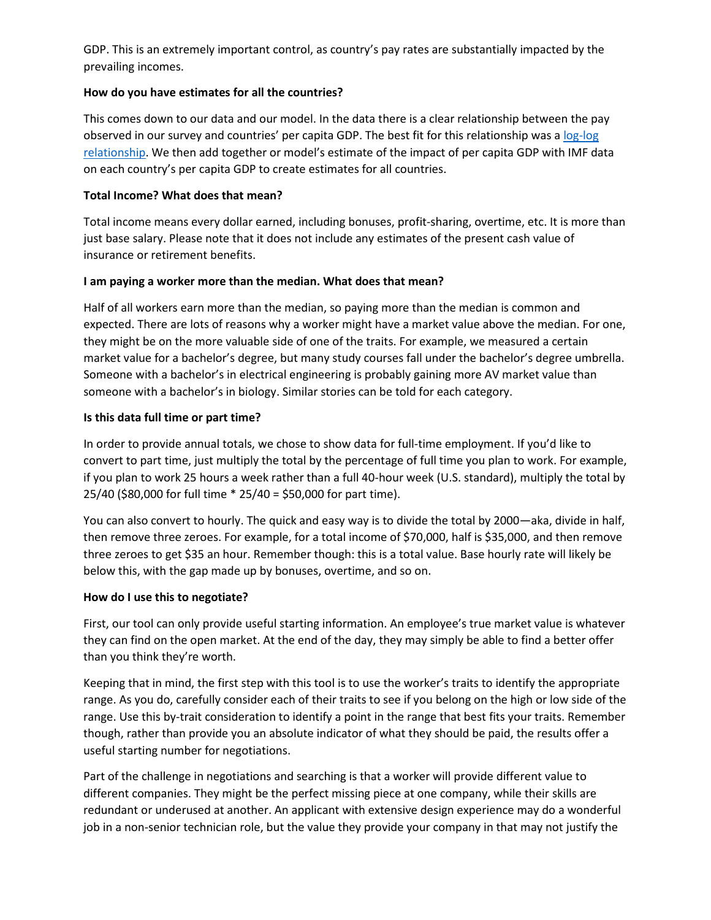GDP. This is an extremely important control, as country's pay rates are substantially impacted by the prevailing incomes.

**How do you have estimates for all the countries?**

This comes down to our data and our model. In the data there is a clear relationship between the pay observed in our survey and countries' per capita GDP. The best fit for this relationship was a log-log relationship. We then add together or model's estimate of the impact of per capita GDP with IMF data on each country's per capita GDP to create estimates for all countries.

**Total Income? What does that mean?**

Total income means every dollar earned, including bonuses, profit-sharing, overtime, etc. It is more than just base salary. Please note that it does not include any estimates of the present cash value of insurance or retirement benefits.

**I am paying a worker more than the median. What does that mean?**

Half of all workers earn more than the median, so paying more than the median is common and expected. There are lots of reasons why a worker might have a market value above the median. For one, they might be on the more valuable side of one of the traits. For example, we measured a certain market value for a bachelor's degree, but many study courses fall under the bachelor's degree umbrella. Someone with a bachelor's in electrical engineering is probably gaining more AV market value than someone with a bachelor's in biology. Similar stories can be told for each category.

**Is this data full time or part time?**

In order to provide annual totals, we chose to show data for full-time employment. If you'd like to convert to part time, just multiply the total by the percentage of full time you plan to work. For example, if you plan to work 25 hours a week rather than a full 40-hour week (U.S. standard), multiply the total by 25/40 ($80,000 for full time * 25/40 = $50,000 for part time).

You can also convert to hourly. The quick and easy way is to divide the total by 2000—aka, divide in half, then remove three zeroes. For example, for a total income of $70,000, half is $35,000, and then remove three zeroes to get $35 an hour. Remember though: this is a total value. Base hourly rate will likely be below this, with the gap made up by bonuses, overtime, and so on.

**How do I use this to negotiate?**

First, our tool can only provide useful starting information. An employee's true market value is whatever they can find on the open market. At the end of the day, they may simply be able to find a better offer than you think they're worth.

Keeping that in mind, the first step with this tool is to use the worker's traits to identify the appropriate range. As you do, carefully consider each of their traits to see if you belong on the high or low side of the range. Use this by-trait consideration to identify a point in the range that best fits your traits. Remember though, rather than provide you an absolute indicator of what they should be paid, the results offer a useful starting number for negotiations.

Part of the challenge in negotiations and searching is that a worker will provide different value to different companies. They might be the perfect missing piece at one company, while their skills are redundant or underused at another. An applicant with extensive design experience may do a wonderful job in a non-senior technician role, but the value they provide your company in that may not justify the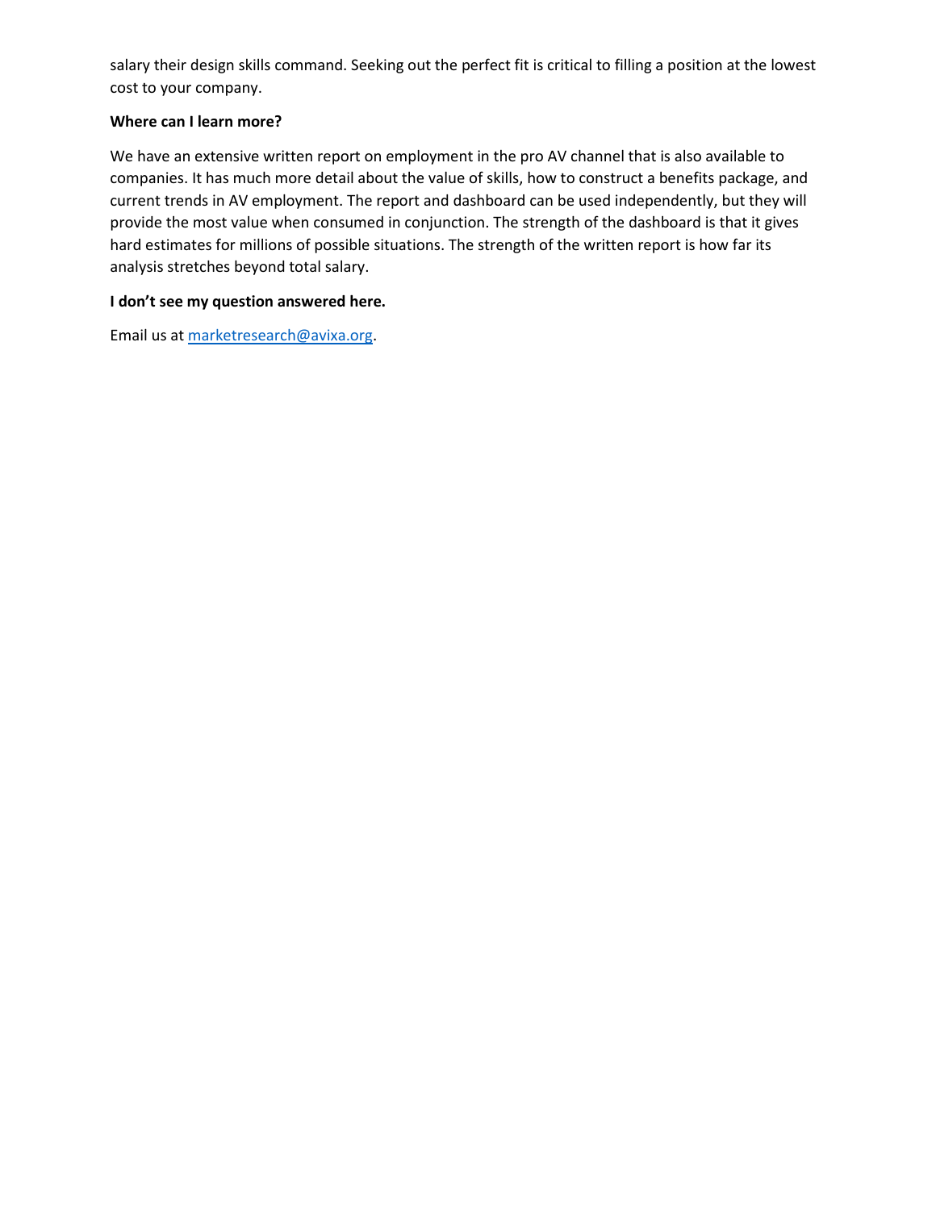salary their design skills command. Seeking out the perfect fit is critical to filling a position at the lowest cost to your company.

**Where can I learn more?**

We have an extensive written report on employment in the pro AV channel that is also available to companies. It has much more detail about the value of skills, how to construct a benefits package, and current trends in AV employment. The report and dashboard can be used independently, but they will provide the most value when consumed in conjunction. The strength of the dashboard is that it gives hard estimates for millions of possible situations. The strength of the written report is how far its analysis stretches beyond total salary.

**I don't see my question answered here.**

Email us at [marketresearch@avixa.org](mailto:marketresearch@avixa.org).